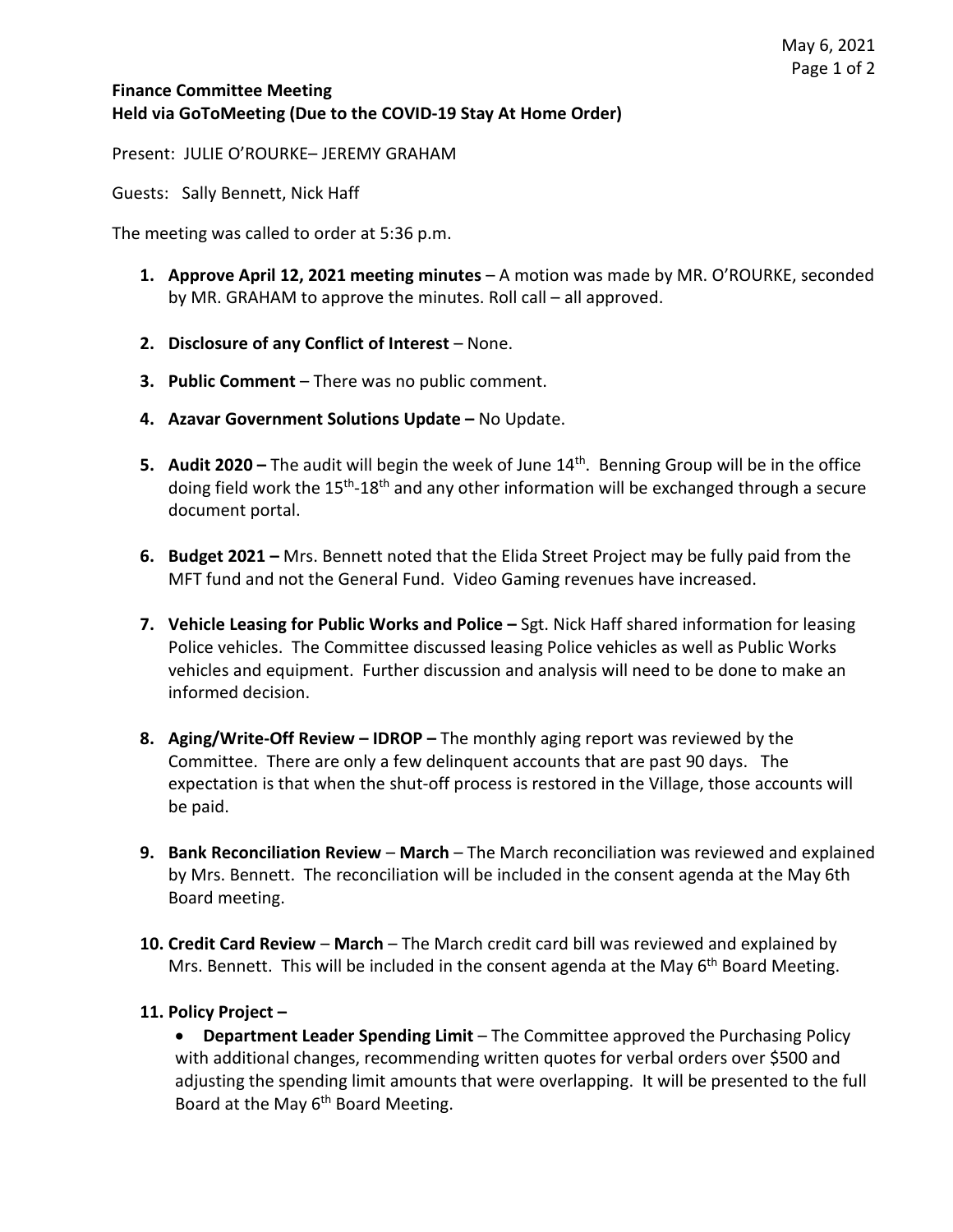May 6, 2021

**Finance Committee Meeting**
**Held via GoToMeeting (Due to the COVID-19 Stay At Home Order)**

Present: JULIE O'ROURKE– JEREMY GRAHAM

Guests: Sally Bennett, Nick Haff

The meeting was called to order at 5:36 p.m.

1. **Approve April 12, 2021 meeting minutes** – A motion was made by MR. O'ROURKE, seconded by MR. GRAHAM to approve the minutes. Roll call – all approved.

2. **Disclosure of any Conflict of Interest** – None.

3. **Public Comment** – There was no public comment.

4. **Azavar Government Solutions Update –** No Update.

5. **Audit 2020 –** The audit will begin the week of June 14th. Benning Group will be in the office doing field work the 15th-18th and any other information will be exchanged through a secure document portal.

6. **Budget 2021 –** Mrs. Bennett noted that the Elida Street Project may be fully paid from the MFT fund and not the General Fund. Video Gaming revenues have increased.

7. **Vehicle Leasing for Public Works and Police –** Sgt. Nick Haff shared information for leasing Police vehicles. The Committee discussed leasing Police vehicles as well as Public Works vehicles and equipment. Further discussion and analysis will need to be done to make an informed decision.

8. **Aging/Write-Off Review – IDROP –** The monthly aging report was reviewed by the Committee. There are only a few delinquent accounts that are past 90 days. The expectation is that when the shut-off process is restored in the Village, those accounts will be paid.

9. **Bank Reconciliation Review** – **March** – The March reconciliation was reviewed and explained by Mrs. Bennett. The reconciliation will be included in the consent agenda at the May 6th Board meeting.

10. **Credit Card Review** – **March** – The March credit card bill was reviewed and explained by Mrs. Bennett. This will be included in the consent agenda at the May 6th Board Meeting.

11. **Policy Project –**
    - **Department Leader Spending Limit** – The Committee approved the Purchasing Policy with additional changes, recommending written quotes for verbal orders over $500 and adjusting the spending limit amounts that were overlapping. It will be presented to the full Board at the May 6th Board Meeting.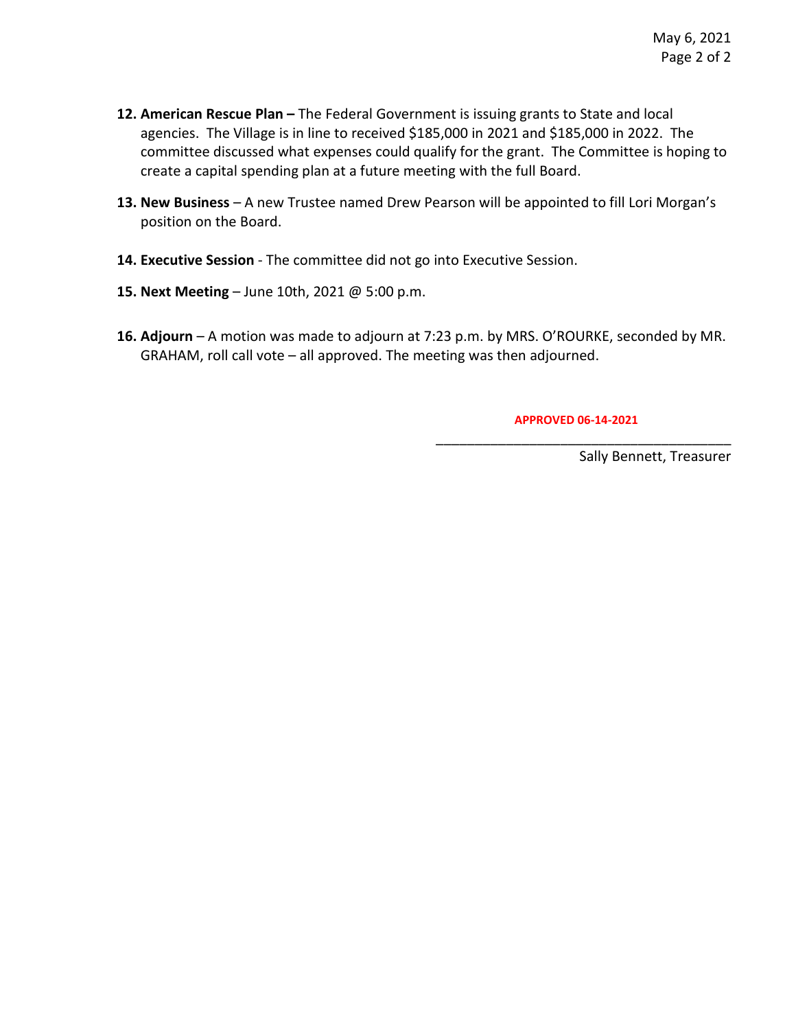12. **American Rescue Plan –** The Federal Government is issuing grants to State and local agencies. The Village is in line to received $185,000 in 2021 and $185,000 in 2022. The committee discussed what expenses could qualify for the grant. The Committee is hoping to create a capital spending plan at a future meeting with the full Board.

13. **New Business** – A new Trustee named Drew Pearson will be appointed to fill Lori Morgan's position on the Board.

14. **Executive Session** - The committee did not go into Executive Session.

15. **Next Meeting** – June 10th, 2021 @ 5:00 p.m.

16. **Adjourn** – A motion was made to adjourn at 7:23 p.m. by MRS. O'ROURKE, seconded by MR. GRAHAM, roll call vote – all approved. The meeting was then adjourned.

**APPROVED 06-14-2021**

\_\_\_\_\_\_\_\_\_\_\_\_\_\_\_\_\_\_\_\_\_\_\_\_\_\_\_\_\_\_\_\_\_\_\_\_\_\_

Sally Bennett, Treasurer